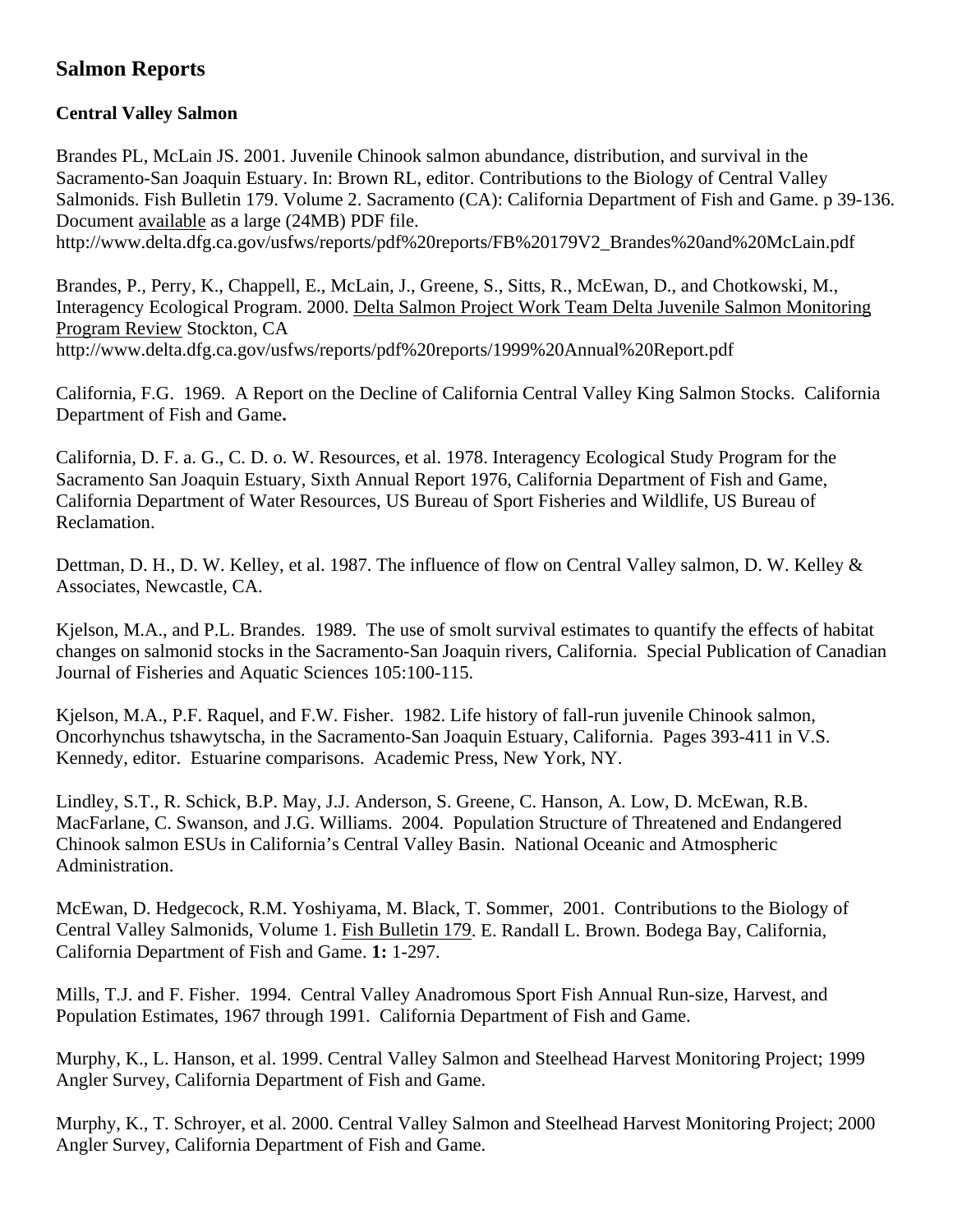# Salmon Reports

## Central Valley Salmon

Brandes PL, McLain JS. 2001. Juvenile Chinook salmon abundance, distribution, and survival in the Sacramento-San Joaquin Estuary. In: Brown RL, editor. Contributions to the Biology of Central Valley Salmonids. Fish Bulletin 179. Volume 2. Sacramento (CA): California Department of Fish and Game. p 39-136. Document available as a large (24MB) PDF file. http://www.delta.dfg.ca.gov/usfws/reports/pdf%20reports/FB%20179V2_Brandes%20and%20McLain.pdf

Brandes, P., Perry, K., Chappell, E., McLain, J., Greene, S., Sitts, R., McEwan, D., and Chotkowski, M., Interagency Ecological Program. 2000. Delta Salmon Project Work Team Delta Juvenile Salmon Monitoring Program Review Stockton, CA http://www.delta.dfg.ca.gov/usfws/reports/pdf%20reports/1999%20Annual%20Report.pdf

California, F.G. 1969. A Report on the Decline of California Central Valley King Salmon Stocks. California Department of Fish and Game**.**

California, D. F. a. G., C. D. o. W. Resources, et al. 1978. Interagency Ecological Study Program for the Sacramento San Joaquin Estuary, Sixth Annual Report 1976, California Department of Fish and Game, California Department of Water Resources, US Bureau of Sport Fisheries and Wildlife, US Bureau of Reclamation.

Dettman, D. H., D. W. Kelley, et al. 1987. The influence of flow on Central Valley salmon, D. W. Kelley & Associates, Newcastle, CA.

Kjelson, M.A., and P.L. Brandes. 1989. The use of smolt survival estimates to quantify the effects of habitat changes on salmonid stocks in the Sacramento-San Joaquin rivers, California. Special Publication of Canadian Journal of Fisheries and Aquatic Sciences 105:100-115.

Kjelson, M.A., P.F. Raquel, and F.W. Fisher. 1982. Life history of fall-run juvenile Chinook salmon, Oncorhynchus tshawytscha, in the Sacramento-San Joaquin Estuary, California. Pages 393-411 in V.S. Kennedy, editor. Estuarine comparisons. Academic Press, New York, NY.

Lindley, S.T., R. Schick, B.P. May, J.J. Anderson, S. Greene, C. Hanson, A. Low, D. McEwan, R.B. MacFarlane, C. Swanson, and J.G. Williams. 2004. Population Structure of Threatened and Endangered Chinook salmon ESUs in California's Central Valley Basin. National Oceanic and Atmospheric Administration.

McEwan, D. Hedgecock, R.M. Yoshiyama, M. Black, T. Sommer, 2001. Contributions to the Biology of Central Valley Salmonids, Volume 1. Fish Bulletin 179. E. Randall L. Brown. Bodega Bay, California, California Department of Fish and Game. **1:** 1-297.

Mills, T.J. and F. Fisher. 1994. Central Valley Anadromous Sport Fish Annual Run-size, Harvest, and Population Estimates, 1967 through 1991. California Department of Fish and Game.

Murphy, K., L. Hanson, et al. 1999. Central Valley Salmon and Steelhead Harvest Monitoring Project; 1999 Angler Survey, California Department of Fish and Game.

Murphy, K., T. Schroyer, et al. 2000. Central Valley Salmon and Steelhead Harvest Monitoring Project; 2000 Angler Survey, California Department of Fish and Game.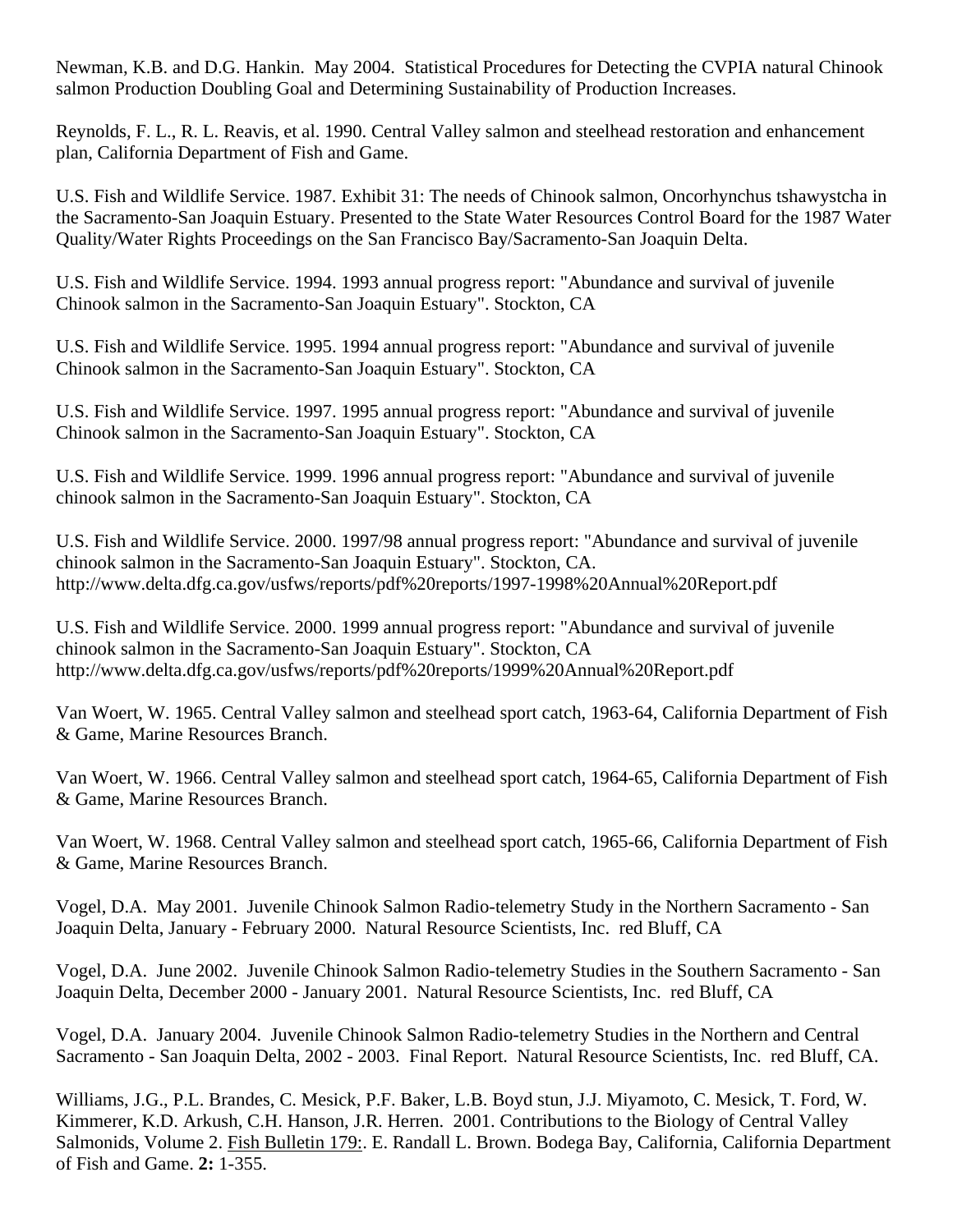Newman, K.B. and D.G. Hankin. May 2004. Statistical Procedures for Detecting the CVPIA natural Chinook salmon Production Doubling Goal and Determining Sustainability of Production Increases.

Reynolds, F. L., R. L. Reavis, et al. 1990. Central Valley salmon and steelhead restoration and enhancement plan, California Department of Fish and Game.

U.S. Fish and Wildlife Service. 1987. Exhibit 31: The needs of Chinook salmon, Oncorhynchus tshawystcha in the Sacramento-San Joaquin Estuary. Presented to the State Water Resources Control Board for the 1987 Water Quality/Water Rights Proceedings on the San Francisco Bay/Sacramento-San Joaquin Delta.

U.S. Fish and Wildlife Service. 1994. 1993 annual progress report: "Abundance and survival of juvenile Chinook salmon in the Sacramento-San Joaquin Estuary". Stockton, CA

U.S. Fish and Wildlife Service. 1995. 1994 annual progress report: "Abundance and survival of juvenile Chinook salmon in the Sacramento-San Joaquin Estuary". Stockton, CA

U.S. Fish and Wildlife Service. 1997. 1995 annual progress report: "Abundance and survival of juvenile Chinook salmon in the Sacramento-San Joaquin Estuary". Stockton, CA

U.S. Fish and Wildlife Service. 1999. 1996 annual progress report: "Abundance and survival of juvenile chinook salmon in the Sacramento-San Joaquin Estuary". Stockton, CA

U.S. Fish and Wildlife Service. 2000. 1997/98 annual progress report: "Abundance and survival of juvenile chinook salmon in the Sacramento-San Joaquin Estuary". Stockton, CA. http://www.delta.dfg.ca.gov/usfws/reports/pdf%20reports/1997-1998%20Annual%20Report.pdf

U.S. Fish and Wildlife Service. 2000. 1999 annual progress report: "Abundance and survival of juvenile chinook salmon in the Sacramento-San Joaquin Estuary". Stockton, CA http://www.delta.dfg.ca.gov/usfws/reports/pdf%20reports/1999%20Annual%20Report.pdf

Van Woert, W. 1965. Central Valley salmon and steelhead sport catch, 1963-64, California Department of Fish & Game, Marine Resources Branch.

Van Woert, W. 1966. Central Valley salmon and steelhead sport catch, 1964-65, California Department of Fish & Game, Marine Resources Branch.

Van Woert, W. 1968. Central Valley salmon and steelhead sport catch, 1965-66, California Department of Fish & Game, Marine Resources Branch.

Vogel, D.A. May 2001. Juvenile Chinook Salmon Radio-telemetry Study in the Northern Sacramento - San Joaquin Delta, January - February 2000. Natural Resource Scientists, Inc. red Bluff, CA

Vogel, D.A. June 2002. Juvenile Chinook Salmon Radio-telemetry Studies in the Southern Sacramento - San Joaquin Delta, December 2000 - January 2001. Natural Resource Scientists, Inc. red Bluff, CA

Vogel, D.A. January 2004. Juvenile Chinook Salmon Radio-telemetry Studies in the Northern and Central Sacramento - San Joaquin Delta, 2002 - 2003. Final Report. Natural Resource Scientists, Inc. red Bluff, CA.

Williams, J.G., P.L. Brandes, C. Mesick, P.F. Baker, L.B. Boyd stun, J.J. Miyamoto, C. Mesick, T. Ford, W. Kimmerer, K.D. Arkush, C.H. Hanson, J.R. Herren. 2001. Contributions to the Biology of Central Valley Salmonids, Volume 2. Fish Bulletin 179:. E. Randall L. Brown. Bodega Bay, California, California Department of Fish and Game. **2:** 1-355.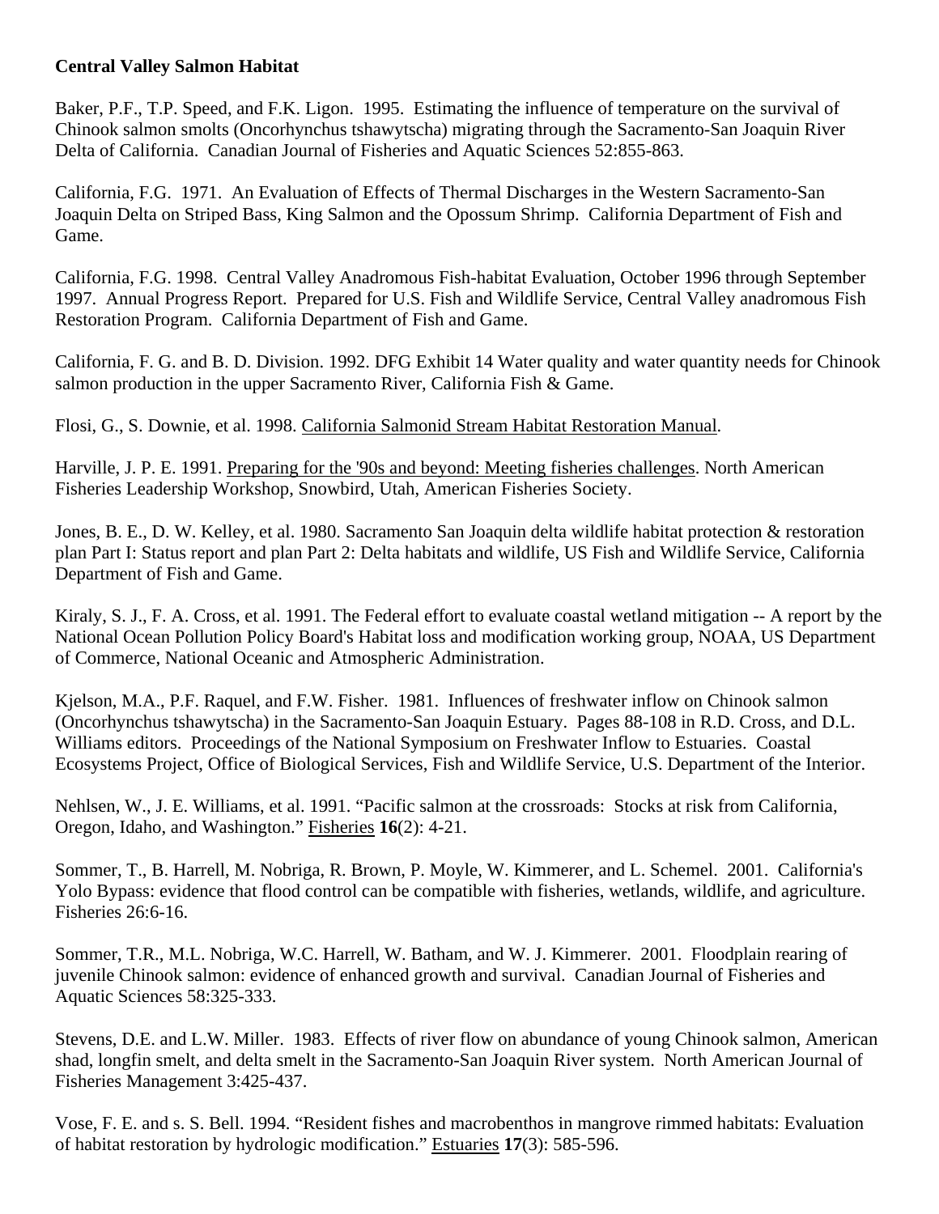**Central Valley Salmon Habitat**

Baker, P.F., T.P. Speed, and F.K. Ligon. 1995. Estimating the influence of temperature on the survival of Chinook salmon smolts (Oncorhynchus tshawytscha) migrating through the Sacramento-San Joaquin River Delta of California. Canadian Journal of Fisheries and Aquatic Sciences 52:855-863.

California, F.G. 1971. An Evaluation of Effects of Thermal Discharges in the Western Sacramento-San Joaquin Delta on Striped Bass, King Salmon and the Opossum Shrimp. California Department of Fish and Game.

California, F.G. 1998. Central Valley Anadromous Fish-habitat Evaluation, October 1996 through September 1997. Annual Progress Report. Prepared for U.S. Fish and Wildlife Service, Central Valley anadromous Fish Restoration Program. California Department of Fish and Game.

California, F. G. and B. D. Division. 1992. DFG Exhibit 14 Water quality and water quantity needs for Chinook salmon production in the upper Sacramento River, California Fish & Game.

Flosi, G., S. Downie, et al. 1998. <u>California Salmonid Stream Habitat Restoration Manual</u>.

Harville, J. P. E. 1991. <u>Preparing for the '90s and beyond: Meeting fisheries challenges</u>. North American Fisheries Leadership Workshop, Snowbird, Utah, American Fisheries Society.

Jones, B. E., D. W. Kelley, et al. 1980. Sacramento San Joaquin delta wildlife habitat protection & restoration plan Part I: Status report and plan Part 2: Delta habitats and wildlife, US Fish and Wildlife Service, California Department of Fish and Game.

Kiraly, S. J., F. A. Cross, et al. 1991. The Federal effort to evaluate coastal wetland mitigation -- A report by the National Ocean Pollution Policy Board's Habitat loss and modification working group, NOAA, US Department of Commerce, National Oceanic and Atmospheric Administration.

Kjelson, M.A., P.F. Raquel, and F.W. Fisher. 1981. Influences of freshwater inflow on Chinook salmon (Oncorhynchus tshawytscha) in the Sacramento-San Joaquin Estuary. Pages 88-108 in R.D. Cross, and D.L. Williams editors. Proceedings of the National Symposium on Freshwater Inflow to Estuaries. Coastal Ecosystems Project, Office of Biological Services, Fish and Wildlife Service, U.S. Department of the Interior.

Nehlsen, W., J. E. Williams, et al. 1991. "Pacific salmon at the crossroads: Stocks at risk from California, Oregon, Idaho, and Washington." <u>Fisheries</u> **16**(2): 4-21.

Sommer, T., B. Harrell, M. Nobriga, R. Brown, P. Moyle, W. Kimmerer, and L. Schemel. 2001. California's Yolo Bypass: evidence that flood control can be compatible with fisheries, wetlands, wildlife, and agriculture. Fisheries 26:6-16.

Sommer, T.R., M.L. Nobriga, W.C. Harrell, W. Batham, and W. J. Kimmerer. 2001. Floodplain rearing of juvenile Chinook salmon: evidence of enhanced growth and survival. Canadian Journal of Fisheries and Aquatic Sciences 58:325-333.

Stevens, D.E. and L.W. Miller. 1983. Effects of river flow on abundance of young Chinook salmon, American shad, longfin smelt, and delta smelt in the Sacramento-San Joaquin River system. North American Journal of Fisheries Management 3:425-437.

Vose, F. E. and s. S. Bell. 1994. "Resident fishes and macrobenthos in mangrove rimmed habitats: Evaluation of habitat restoration by hydrologic modification." <u>Estuaries</u> **17**(3): 585-596.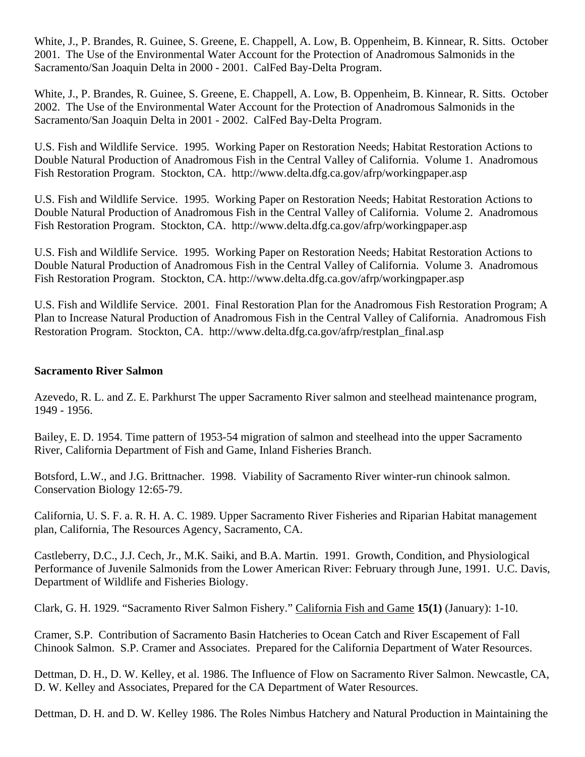White, J., P. Brandes, R. Guinee, S. Greene, E. Chappell, A. Low, B. Oppenheim, B. Kinnear, R. Sitts. October 2001. The Use of the Environmental Water Account for the Protection of Anadromous Salmonids in the Sacramento/San Joaquin Delta in 2000 - 2001. CalFed Bay-Delta Program.

White, J., P. Brandes, R. Guinee, S. Greene, E. Chappell, A. Low, B. Oppenheim, B. Kinnear, R. Sitts. October 2002. The Use of the Environmental Water Account for the Protection of Anadromous Salmonids in the Sacramento/San Joaquin Delta in 2001 - 2002. CalFed Bay-Delta Program.

U.S. Fish and Wildlife Service. 1995. Working Paper on Restoration Needs; Habitat Restoration Actions to Double Natural Production of Anadromous Fish in the Central Valley of California. Volume 1. Anadromous Fish Restoration Program. Stockton, CA. http://www.delta.dfg.ca.gov/afrp/workingpaper.asp

U.S. Fish and Wildlife Service. 1995. Working Paper on Restoration Needs; Habitat Restoration Actions to Double Natural Production of Anadromous Fish in the Central Valley of California. Volume 2. Anadromous Fish Restoration Program. Stockton, CA. http://www.delta.dfg.ca.gov/afrp/workingpaper.asp

U.S. Fish and Wildlife Service. 1995. Working Paper on Restoration Needs; Habitat Restoration Actions to Double Natural Production of Anadromous Fish in the Central Valley of California. Volume 3. Anadromous Fish Restoration Program. Stockton, CA. http://www.delta.dfg.ca.gov/afrp/workingpaper.asp

U.S. Fish and Wildlife Service. 2001. Final Restoration Plan for the Anadromous Fish Restoration Program; A Plan to Increase Natural Production of Anadromous Fish in the Central Valley of California. Anadromous Fish Restoration Program. Stockton, CA. http://www.delta.dfg.ca.gov/afrp/restplan_final.asp

**Sacramento River Salmon**

Azevedo, R. L. and Z. E. Parkhurst The upper Sacramento River salmon and steelhead maintenance program, 1949 - 1956.

Bailey, E. D. 1954. Time pattern of 1953-54 migration of salmon and steelhead into the upper Sacramento River, California Department of Fish and Game, Inland Fisheries Branch.

Botsford, L.W., and J.G. Brittnacher. 1998. Viability of Sacramento River winter-run chinook salmon. Conservation Biology 12:65-79.

California, U. S. F. a. R. H. A. C. 1989. Upper Sacramento River Fisheries and Riparian Habitat management plan, California, The Resources Agency, Sacramento, CA.

Castleberry, D.C., J.J. Cech, Jr., M.K. Saiki, and B.A. Martin. 1991. Growth, Condition, and Physiological Performance of Juvenile Salmonids from the Lower American River: February through June, 1991. U.C. Davis, Department of Wildlife and Fisheries Biology.

Clark, G. H. 1929. "Sacramento River Salmon Fishery." California Fish and Game **15(1)** (January): 1-10.

Cramer, S.P. Contribution of Sacramento Basin Hatcheries to Ocean Catch and River Escapement of Fall Chinook Salmon. S.P. Cramer and Associates. Prepared for the California Department of Water Resources.

Dettman, D. H., D. W. Kelley, et al. 1986. The Influence of Flow on Sacramento River Salmon. Newcastle, CA, D. W. Kelley and Associates, Prepared for the CA Department of Water Resources.

Dettman, D. H. and D. W. Kelley 1986. The Roles Nimbus Hatchery and Natural Production in Maintaining the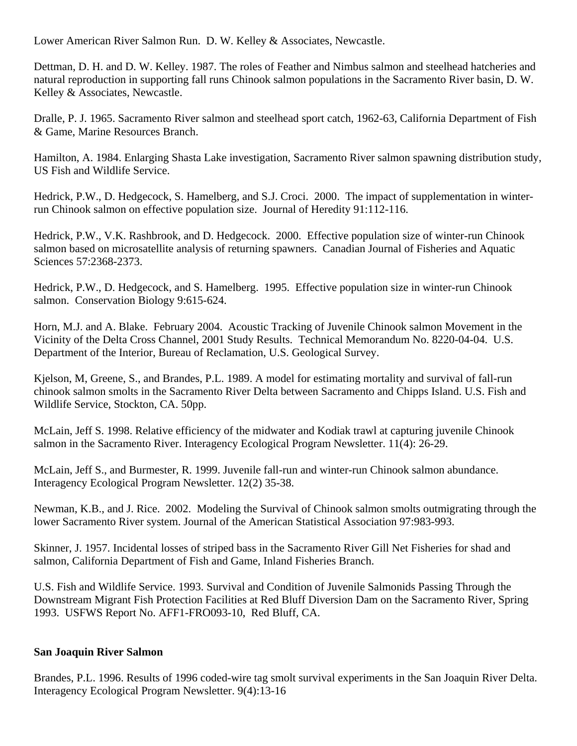Lower American River Salmon Run. D. W. Kelley & Associates, Newcastle.

Dettman, D. H. and D. W. Kelley. 1987. The roles of Feather and Nimbus salmon and steelhead hatcheries and natural reproduction in supporting fall runs Chinook salmon populations in the Sacramento River basin, D. W. Kelley & Associates, Newcastle.

Dralle, P. J. 1965. Sacramento River salmon and steelhead sport catch, 1962-63, California Department of Fish & Game, Marine Resources Branch.

Hamilton, A. 1984. Enlarging Shasta Lake investigation, Sacramento River salmon spawning distribution study, US Fish and Wildlife Service.

Hedrick, P.W., D. Hedgecock, S. Hamelberg, and S.J. Croci. 2000. The impact of supplementation in winter-run Chinook salmon on effective population size. Journal of Heredity 91:112-116.

Hedrick, P.W., V.K. Rashbrook, and D. Hedgecock. 2000. Effective population size of winter-run Chinook salmon based on microsatellite analysis of returning spawners. Canadian Journal of Fisheries and Aquatic Sciences 57:2368-2373.

Hedrick, P.W., D. Hedgecock, and S. Hamelberg. 1995. Effective population size in winter-run Chinook salmon. Conservation Biology 9:615-624.

Horn, M.J. and A. Blake. February 2004. Acoustic Tracking of Juvenile Chinook salmon Movement in the Vicinity of the Delta Cross Channel, 2001 Study Results. Technical Memorandum No. 8220-04-04. U.S. Department of the Interior, Bureau of Reclamation, U.S. Geological Survey.

Kjelson, M, Greene, S., and Brandes, P.L. 1989. A model for estimating mortality and survival of fall-run chinook salmon smolts in the Sacramento River Delta between Sacramento and Chipps Island. U.S. Fish and Wildlife Service, Stockton, CA. 50pp.

McLain, Jeff S. 1998. Relative efficiency of the midwater and Kodiak trawl at capturing juvenile Chinook salmon in the Sacramento River. Interagency Ecological Program Newsletter. 11(4): 26-29.

McLain, Jeff S., and Burmester, R. 1999. Juvenile fall-run and winter-run Chinook salmon abundance. Interagency Ecological Program Newsletter. 12(2) 35-38.

Newman, K.B., and J. Rice. 2002. Modeling the Survival of Chinook salmon smolts outmigrating through the lower Sacramento River system. Journal of the American Statistical Association 97:983-993.

Skinner, J. 1957. Incidental losses of striped bass in the Sacramento River Gill Net Fisheries for shad and salmon, California Department of Fish and Game, Inland Fisheries Branch.

U.S. Fish and Wildlife Service. 1993. Survival and Condition of Juvenile Salmonids Passing Through the Downstream Migrant Fish Protection Facilities at Red Bluff Diversion Dam on the Sacramento River, Spring 1993. USFWS Report No. AFF1-FRO093-10, Red Bluff, CA.

**San Joaquin River Salmon**

Brandes, P.L. 1996. Results of 1996 coded-wire tag smolt survival experiments in the San Joaquin River Delta. Interagency Ecological Program Newsletter. 9(4):13-16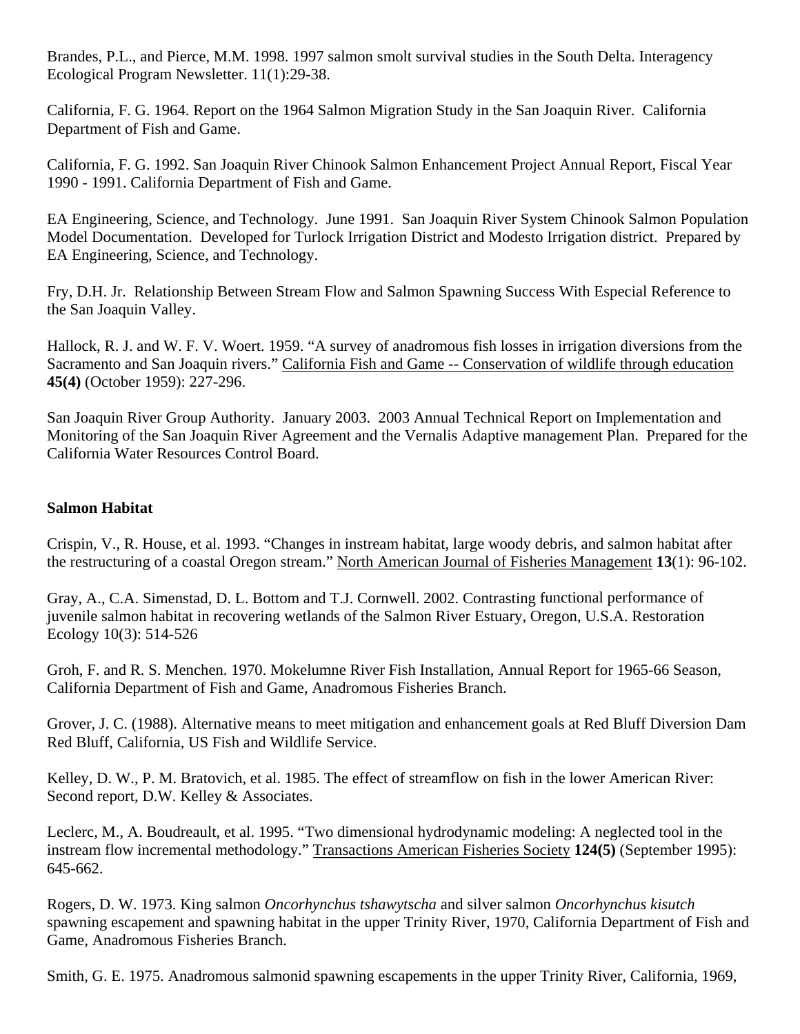Brandes, P.L., and Pierce, M.M. 1998. 1997 salmon smolt survival studies in the South Delta. Interagency Ecological Program Newsletter. 11(1):29-38.

California, F. G. 1964. Report on the 1964 Salmon Migration Study in the San Joaquin River. California Department of Fish and Game.

California, F. G. 1992. San Joaquin River Chinook Salmon Enhancement Project Annual Report, Fiscal Year 1990 - 1991. California Department of Fish and Game.

EA Engineering, Science, and Technology. June 1991. San Joaquin River System Chinook Salmon Population Model Documentation. Developed for Turlock Irrigation District and Modesto Irrigation district. Prepared by EA Engineering, Science, and Technology.

Fry, D.H. Jr. Relationship Between Stream Flow and Salmon Spawning Success With Especial Reference to the San Joaquin Valley.

Hallock, R. J. and W. F. V. Woert. 1959. "A survey of anadromous fish losses in irrigation diversions from the Sacramento and San Joaquin rivers." California Fish and Game -- Conservation of wildlife through education **45(4)** (October 1959): 227-296.

San Joaquin River Group Authority. January 2003. 2003 Annual Technical Report on Implementation and Monitoring of the San Joaquin River Agreement and the Vernalis Adaptive management Plan. Prepared for the California Water Resources Control Board.

## Salmon Habitat

Crispin, V., R. House, et al. 1993. "Changes in instream habitat, large woody debris, and salmon habitat after the restructuring of a coastal Oregon stream." North American Journal of Fisheries Management **13**(1): 96-102.

Gray, A., C.A. Simenstad, D. L. Bottom and T.J. Cornwell. 2002. Contrasting functional performance of juvenile salmon habitat in recovering wetlands of the Salmon River Estuary, Oregon, U.S.A. Restoration Ecology 10(3): 514-526

Groh, F. and R. S. Menchen. 1970. Mokelumne River Fish Installation, Annual Report for 1965-66 Season, California Department of Fish and Game, Anadromous Fisheries Branch.

Grover, J. C. (1988). Alternative means to meet mitigation and enhancement goals at Red Bluff Diversion Dam Red Bluff, California, US Fish and Wildlife Service.

Kelley, D. W., P. M. Bratovich, et al. 1985. The effect of streamflow on fish in the lower American River: Second report, D.W. Kelley & Associates.

Leclerc, M., A. Boudreault, et al. 1995. "Two dimensional hydrodynamic modeling: A neglected tool in the instream flow incremental methodology." Transactions American Fisheries Society **124(5)** (September 1995): 645-662.

Rogers, D. W. 1973. King salmon *Oncorhynchus tshawytscha* and silver salmon *Oncorhynchus kisutch* spawning escapement and spawning habitat in the upper Trinity River, 1970, California Department of Fish and Game, Anadromous Fisheries Branch.

Smith, G. E. 1975. Anadromous salmonid spawning escapements in the upper Trinity River, California, 1969,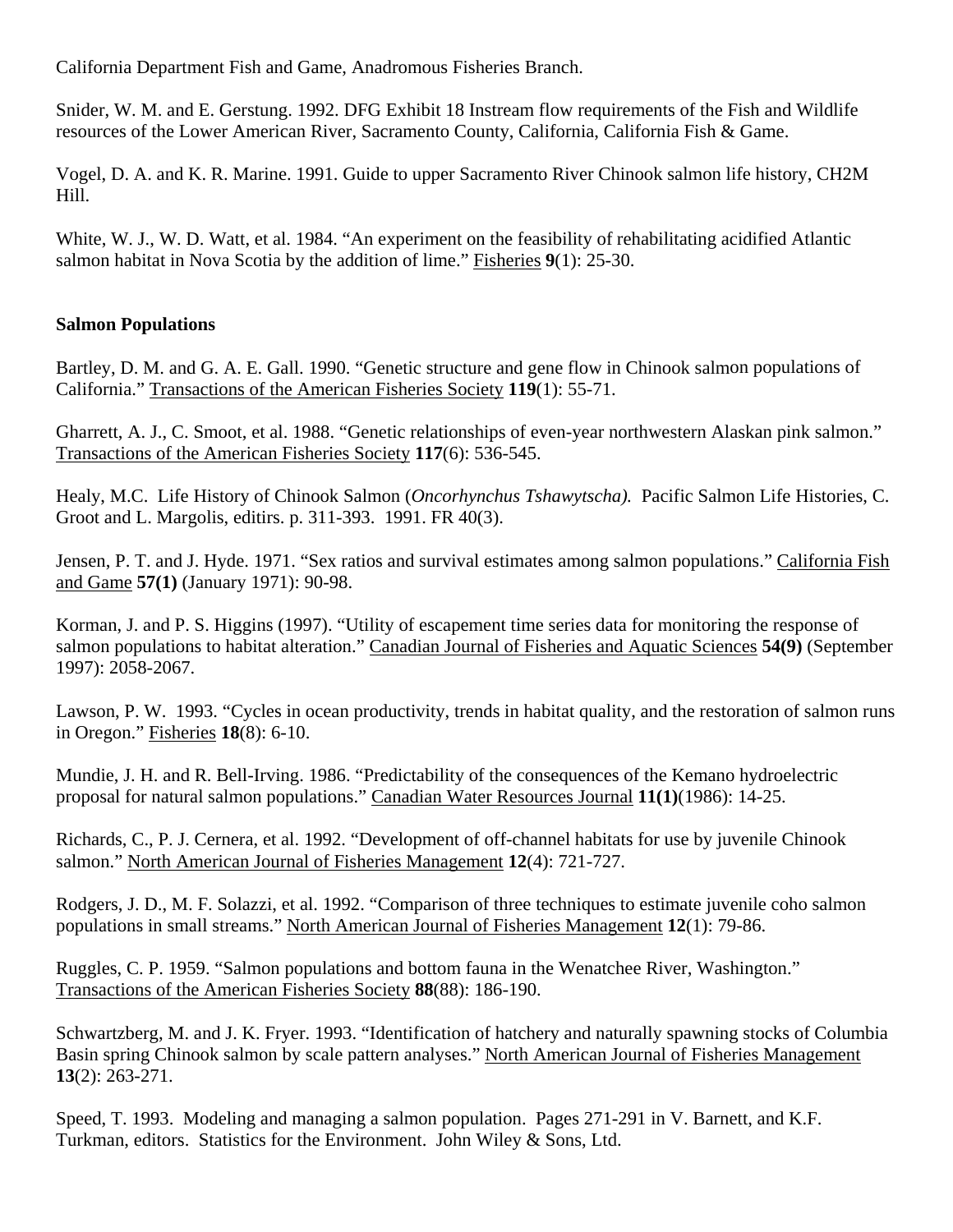California Department Fish and Game, Anadromous Fisheries Branch.

Snider, W. M. and E. Gerstung. 1992. DFG Exhibit 18 Instream flow requirements of the Fish and Wildlife resources of the Lower American River, Sacramento County, California, California Fish & Game.

Vogel, D. A. and K. R. Marine. 1991. Guide to upper Sacramento River Chinook salmon life history, CH2M Hill.

White, W. J., W. D. Watt, et al. 1984. "An experiment on the feasibility of rehabilitating acidified Atlantic salmon habitat in Nova Scotia by the addition of lime." Fisheries **9**(1): 25-30.

**Salmon Populations**

Bartley, D. M. and G. A. E. Gall. 1990. "Genetic structure and gene flow in Chinook salmon populations of California." Transactions of the American Fisheries Society **119**(1): 55-71.

Gharrett, A. J., C. Smoot, et al. 1988. "Genetic relationships of even-year northwestern Alaskan pink salmon." Transactions of the American Fisheries Society **117**(6): 536-545.

Healy, M.C. Life History of Chinook Salmon (*Oncorhynchus Tshawytscha).* Pacific Salmon Life Histories, C. Groot and L. Margolis, editirs. p. 311-393. 1991. FR 40(3).

Jensen, P. T. and J. Hyde. 1971. "Sex ratios and survival estimates among salmon populations." California Fish and Game **57(1)** (January 1971): 90-98.

Korman, J. and P. S. Higgins (1997). "Utility of escapement time series data for monitoring the response of salmon populations to habitat alteration." Canadian Journal of Fisheries and Aquatic Sciences **54(9)** (September 1997): 2058-2067.

Lawson, P. W. 1993. "Cycles in ocean productivity, trends in habitat quality, and the restoration of salmon runs in Oregon." Fisheries **18**(8): 6-10.

Mundie, J. H. and R. Bell-Irving. 1986. "Predictability of the consequences of the Kemano hydroelectric proposal for natural salmon populations." Canadian Water Resources Journal **11(1)**(1986): 14-25.

Richards, C., P. J. Cernera, et al. 1992. "Development of off-channel habitats for use by juvenile Chinook salmon." North American Journal of Fisheries Management **12**(4): 721-727.

Rodgers, J. D., M. F. Solazzi, et al. 1992. "Comparison of three techniques to estimate juvenile coho salmon populations in small streams." North American Journal of Fisheries Management **12**(1): 79-86.

Ruggles, C. P. 1959. "Salmon populations and bottom fauna in the Wenatchee River, Washington." Transactions of the American Fisheries Society **88**(88): 186-190.

Schwartzberg, M. and J. K. Fryer. 1993. "Identification of hatchery and naturally spawning stocks of Columbia Basin spring Chinook salmon by scale pattern analyses." North American Journal of Fisheries Management **13**(2): 263-271.

Speed, T. 1993. Modeling and managing a salmon population. Pages 271-291 in V. Barnett, and K.F. Turkman, editors. Statistics for the Environment. John Wiley & Sons, Ltd.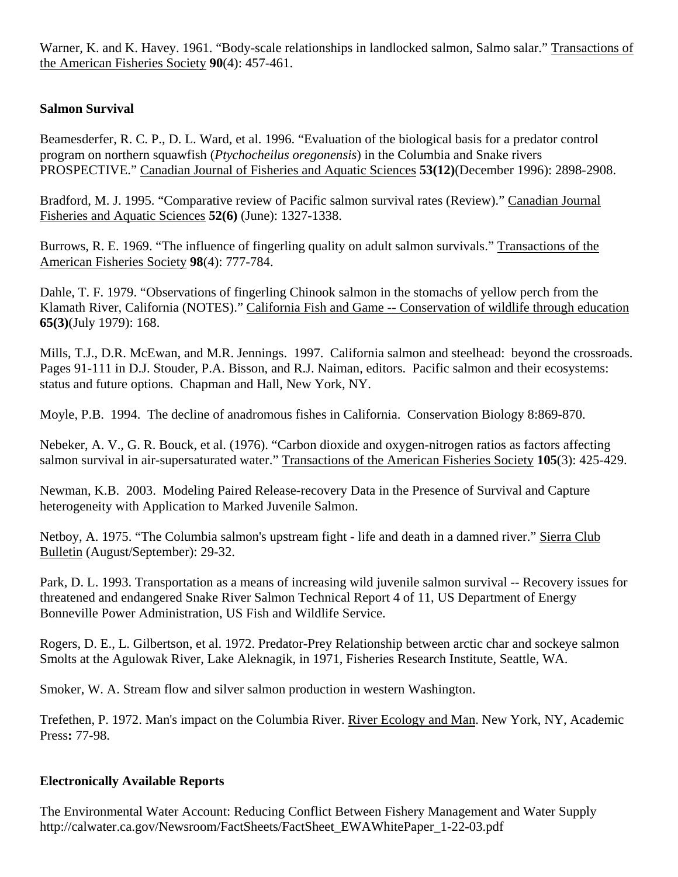Warner, K. and K. Havey. 1961. "Body-scale relationships in landlocked salmon, Salmo salar." Transactions of the American Fisheries Society **90**(4): 457-461.

**Salmon Survival**

Beamesderfer, R. C. P., D. L. Ward, et al. 1996. "Evaluation of the biological basis for a predator control program on northern squawfish (*Ptychocheilus oregonensis*) in the Columbia and Snake rivers PROSPECTIVE." Canadian Journal of Fisheries and Aquatic Sciences **53(12)**(December 1996): 2898-2908.

Bradford, M. J. 1995. "Comparative review of Pacific salmon survival rates (Review)." Canadian Journal Fisheries and Aquatic Sciences **52(6)** (June): 1327-1338.

Burrows, R. E. 1969. "The influence of fingerling quality on adult salmon survivals." Transactions of the American Fisheries Society **98**(4): 777-784.

Dahle, T. F. 1979. "Observations of fingerling Chinook salmon in the stomachs of yellow perch from the Klamath River, California (NOTES)." California Fish and Game -- Conservation of wildlife through education **65(3)**(July 1979): 168.

Mills, T.J., D.R. McEwan, and M.R. Jennings. 1997. California salmon and steelhead: beyond the crossroads. Pages 91-111 in D.J. Stouder, P.A. Bisson, and R.J. Naiman, editors. Pacific salmon and their ecosystems: status and future options. Chapman and Hall, New York, NY.

Moyle, P.B. 1994. The decline of anadromous fishes in California. Conservation Biology 8:869-870.

Nebeker, A. V., G. R. Bouck, et al. (1976). "Carbon dioxide and oxygen-nitrogen ratios as factors affecting salmon survival in air-supersaturated water." Transactions of the American Fisheries Society **105**(3): 425-429.

Newman, K.B. 2003. Modeling Paired Release-recovery Data in the Presence of Survival and Capture heterogeneity with Application to Marked Juvenile Salmon.

Netboy, A. 1975. "The Columbia salmon's upstream fight - life and death in a damned river." Sierra Club Bulletin (August/September): 29-32.

Park, D. L. 1993. Transportation as a means of increasing wild juvenile salmon survival -- Recovery issues for threatened and endangered Snake River Salmon Technical Report 4 of 11, US Department of Energy Bonneville Power Administration, US Fish and Wildlife Service.

Rogers, D. E., L. Gilbertson, et al. 1972. Predator-Prey Relationship between arctic char and sockeye salmon Smolts at the Agulowak River, Lake Aleknagik, in 1971, Fisheries Research Institute, Seattle, WA.

Smoker, W. A. Stream flow and silver salmon production in western Washington.

Trefethen, P. 1972. Man's impact on the Columbia River. River Ecology and Man. New York, NY, Academic Press**:** 77-98.

**Electronically Available Reports**

The Environmental Water Account: Reducing Conflict Between Fishery Management and Water Supply
http://calwater.ca.gov/Newsroom/FactSheets/FactSheet_EWAWhitePaper_1-22-03.pdf